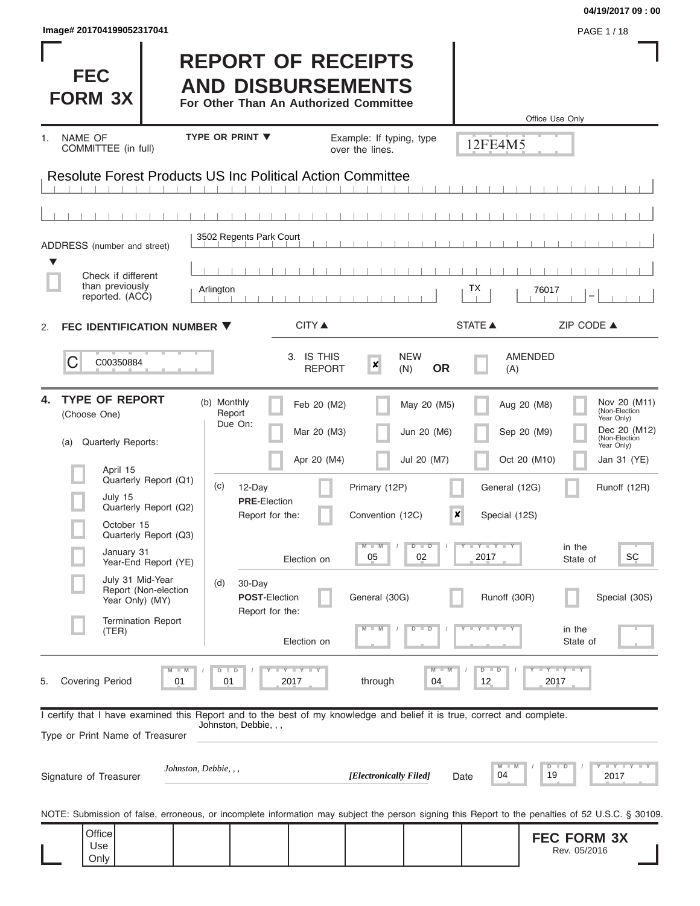Image# 201704199052317041

# FEC FORM 3X

## REPORT OF RECEIPTS AND DISBURSEMENTS

**For Other Than An Authorized Committee**

Office Use Only

12FE4M5

1. NAME OF COMMITTEE (in full) — TYPE OR PRINT ▼ — Example: If typing, type over the lines.

Resolute Forest Products US Inc Political Action Committee

ADDRESS (number and street)

3502 Regents Park Court

☐ Check if different than previously reported. (ACC)

| CITY ▲ | STATE ▲ | ZIP CODE ▲ |
|---|---|---|
| Arlington | TX | 76017 |

2. **FEC IDENTIFICATION NUMBER ▼**

C00350884

3. IS THIS REPORT ☒ NEW (N) **OR** ☐ AMENDED (A)

4. **TYPE OF REPORT** (Choose One)

(a) Quarterly Reports:

- ☐ April 15 Quarterly Report (Q1)
- ☐ July 15 Quarterly Report (Q2)
- ☐ October 15 Quarterly Report (Q3)
- ☐ January 31 Year-End Report (YE)
- ☐ July 31 Mid-Year Report (Non-election Year Only) (MY)
- ☐ Termination Report (TER)

(b) Monthly Report Due On:

- ☐ Feb 20 (M2)
- ☐ Mar 20 (M3)
- ☐ Apr 20 (M4)
- ☐ May 20 (M5)
- ☐ Jun 20 (M6)
- ☐ Jul 20 (M7)
- ☐ Aug 20 (M8)
- ☐ Sep 20 (M9)
- ☐ Oct 20 (M10)
- ☐ Nov 20 (M11) (Non-Election Year Only)
- ☐ Dec 20 (M12) (Non-Election Year Only)
- ☐ Jan 31 (YE)

(c) 12-Day **PRE**-Election Report for the:

- ☐ Primary (12P)
- ☐ General (12G)
- ☐ Runoff (12R)
- ☐ Convention (12C)
- ☒ Special (12S)

Election on 05 / 02 / 2017 in the State of SC

(d) 30-Day **POST**-Election Report for the:

- ☐ General (30G)
- ☐ Runoff (30R)
- ☐ Special (30S)

Election on __ / __ / ____ in the State of ____

5. Covering Period 01 / 01 / 2017 through 04 / 12 / 2017

I certify that I have examined this Report and to the best of my knowledge and belief it is true, correct and complete.

Type or Print Name of Treasurer: Johnston, Debbie, , ,

Signature of Treasurer: *Johnston, Debbie, , ,* *[Electronically Filed]* Date 04 / 19 / 2017

NOTE: Submission of false, erroneous, or incomplete information may subject the person signing this Report to the penalties of 52 U.S.C. § 30109.

Office Use Only

**FEC FORM 3X** Rev. 05/2016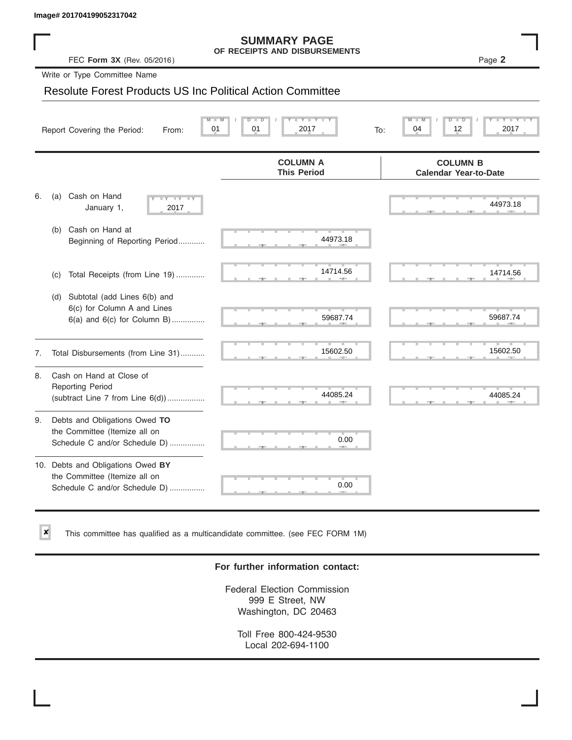Image# 201704199052317042

# SUMMARY PAGE
## OF RECEIPTS AND DISBURSEMENTS

FEC **Form 3X** (Rev. 05/2016)

Page **2**

Write or Type Committee Name

Resolute Forest Products US Inc Political Action Committee

Report Covering the Period: From: 01 / 01 / 2017 To: 04 / 12 / 2017

| | COLUMN A This Period | COLUMN B Calendar Year-to-Date |
|---|---|---|
| 6. (a) Cash on Hand January 1, 2017 | | 44973.18 |
| (b) Cash on Hand at Beginning of Reporting Period........... | 44973.18 | |
| (c) Total Receipts (from Line 19) ............ | 14714.56 | 14714.56 |
| (d) Subtotal (add Lines 6(b) and 6(c) for Column A and Lines 6(a) and 6(c) for Column B) ............... | 59687.74 | 59687.74 |
| 7. Total Disbursements (from Line 31)........... | 15602.50 | 15602.50 |
| 8. Cash on Hand at Close of Reporting Period (subtract Line 7 from Line 6(d)) ................. | 44085.24 | 44085.24 |
| 9. Debts and Obligations Owed **TO** the Committee (Itemize all on Schedule C and/or Schedule D) ................ | 0.00 | |
| 10. Debts and Obligations Owed **BY** the Committee (Itemize all on Schedule C and/or Schedule D) ................ | 0.00 | |

☒ This committee has qualified as a multicandidate committee. (see FEC FORM 1M)

**For further information contact:**

Federal Election Commission
999 E Street, NW
Washington, DC 20463

Toll Free 800-424-9530
Local 202-694-1100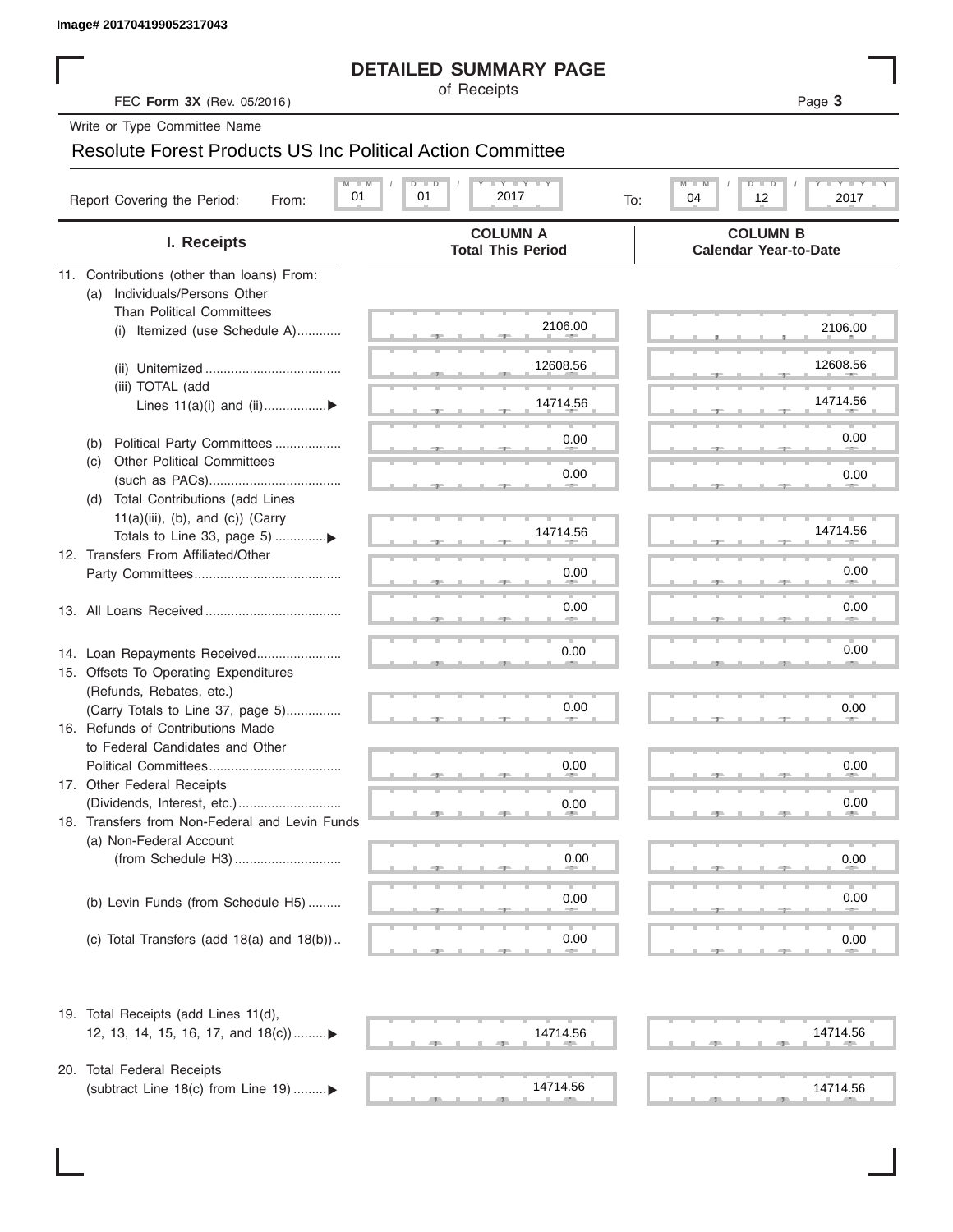Image# 201704199052317043

# DETAILED SUMMARY PAGE

of Receipts

FEC **Form 3X** (Rev. 05/2016)

Page **3**

Write or Type Committee Name

Resolute Forest Products US Inc Political Action Committee

Report Covering the Period: From: 01 / 01 / 2017 To: 04 / 12 / 2017

| I. Receipts | COLUMN A Total This Period | COLUMN B Calendar Year-to-Date |
|---|---|---|
| 11. Contributions (other than loans) From: | | |
| (a) Individuals/Persons Other Than Political Committees | | |
| (i) Itemized (use Schedule A) | 2106.00 | 2106.00 |
| (ii) Unitemized | 12608.56 | 12608.56 |
| (iii) TOTAL (add Lines 11(a)(i) and (ii) | 14714.56 | 14714.56 |
| (b) Political Party Committees | 0.00 | 0.00 |
| (c) Other Political Committees (such as PACs) | 0.00 | 0.00 |
| (d) Total Contributions (add Lines 11(a)(iii), (b), and (c)) (Carry Totals to Line 33, page 5) | 14714.56 | 14714.56 |
| 12. Transfers From Affiliated/Other Party Committees | 0.00 | 0.00 |
| 13. All Loans Received | 0.00 | 0.00 |
| 14. Loan Repayments Received | 0.00 | 0.00 |
| 15. Offsets To Operating Expenditures (Refunds, Rebates, etc.) (Carry Totals to Line 37, page 5) | 0.00 | 0.00 |
| 16. Refunds of Contributions Made to Federal Candidates and Other Political Committees | 0.00 | 0.00 |
| 17. Other Federal Receipts (Dividends, Interest, etc.) | 0.00 | 0.00 |
| 18. Transfers from Non-Federal and Levin Funds | | |
| (a) Non-Federal Account (from Schedule H3) | 0.00 | 0.00 |
| (b) Levin Funds (from Schedule H5) | 0.00 | 0.00 |
| (c) Total Transfers (add 18(a) and 18(b)) | 0.00 | 0.00 |
| 19. Total Receipts (add Lines 11(d), 12, 13, 14, 15, 16, 17, and 18(c)) | 14714.56 | 14714.56 |
| 20. Total Federal Receipts (subtract Line 18(c) from Line 19) | 14714.56 | 14714.56 |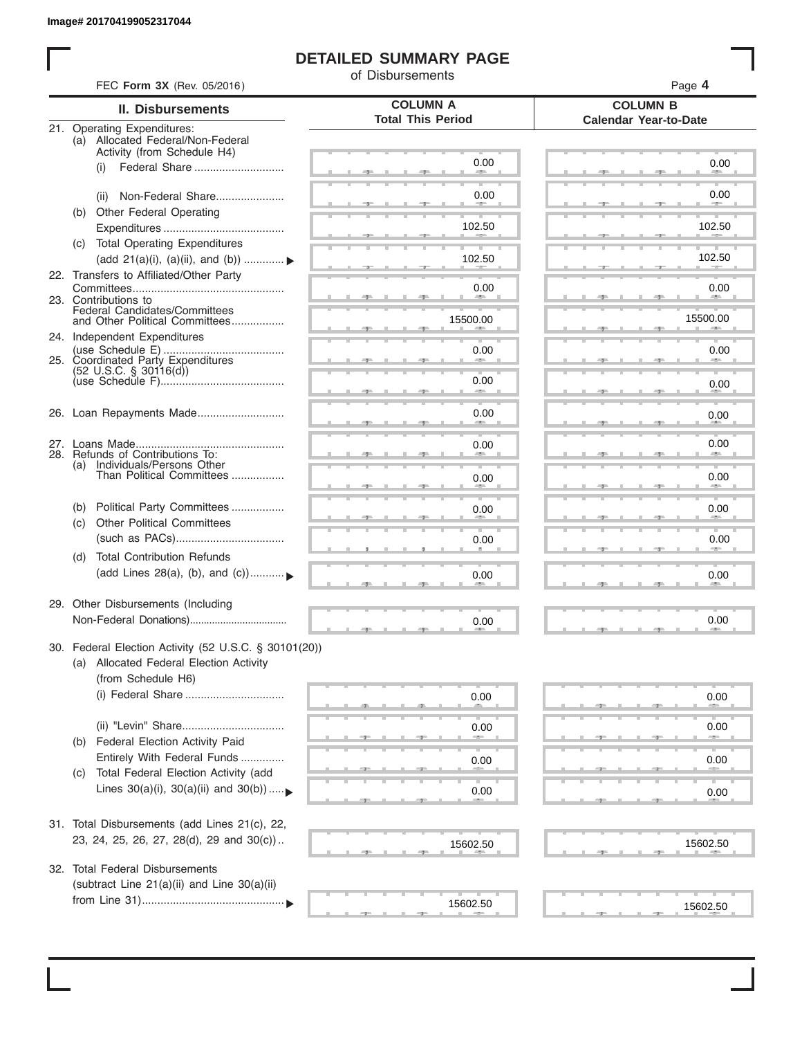Image# 201704199052317044

# DETAILED SUMMARY PAGE

of Disbursements

FEC **Form 3X** (Rev. 05/2016)

| II. Disbursements | COLUMN A Total This Period | COLUMN B Calendar Year-to-Date |
|---|---|---|
| 21. Operating Expenditures: | | |
| (a) Allocated Federal/Non-Federal Activity (from Schedule H4) | | |
| (i) Federal Share | 0.00 | 0.00 |
| (ii) Non-Federal Share | 0.00 | 0.00 |
| (b) Other Federal Operating Expenditures | 102.50 | 102.50 |
| (c) Total Operating Expenditures (add 21(a)(i), (a)(ii), and (b)) | 102.50 | 102.50 |
| 22. Transfers to Affiliated/Other Party Committees | 0.00 | 0.00 |
| 23. Contributions to Federal Candidates/Committees and Other Political Committees | 15500.00 | 15500.00 |
| 24. Independent Expenditures (use Schedule E) | 0.00 | 0.00 |
| 25. Coordinated Party Expenditures (52 U.S.C. § 30116(d)) (use Schedule F) | 0.00 | 0.00 |
| 26. Loan Repayments Made | 0.00 | 0.00 |
| 27. Loans Made | 0.00 | 0.00 |
| 28. Refunds of Contributions To: | | |
| (a) Individuals/Persons Other Than Political Committees | 0.00 | 0.00 |
| (b) Political Party Committees | 0.00 | 0.00 |
| (c) Other Political Committees (such as PACs) | 0.00 | 0.00 |
| (d) Total Contribution Refunds (add Lines 28(a), (b), and (c)) | 0.00 | 0.00 |
| 29. Other Disbursements (Including Non-Federal Donations) | 0.00 | 0.00 |
| 30. Federal Election Activity (52 U.S.C. § 30101(20)) | | |
| (a) Allocated Federal Election Activity (from Schedule H6) | | |
| (i) Federal Share | 0.00 | 0.00 |
| (ii) "Levin" Share | 0.00 | 0.00 |
| (b) Federal Election Activity Paid Entirely With Federal Funds | 0.00 | 0.00 |
| (c) Total Federal Election Activity (add Lines 30(a)(i), 30(a)(ii) and 30(b)) | 0.00 | 0.00 |
| 31. Total Disbursements (add Lines 21(c), 22, 23, 24, 25, 26, 27, 28(d), 29 and 30(c)) | 15602.50 | 15602.50 |
| 32. Total Federal Disbursements (subtract Line 21(a)(ii) and Line 30(a)(ii) from Line 31) | 15602.50 | 15602.50 |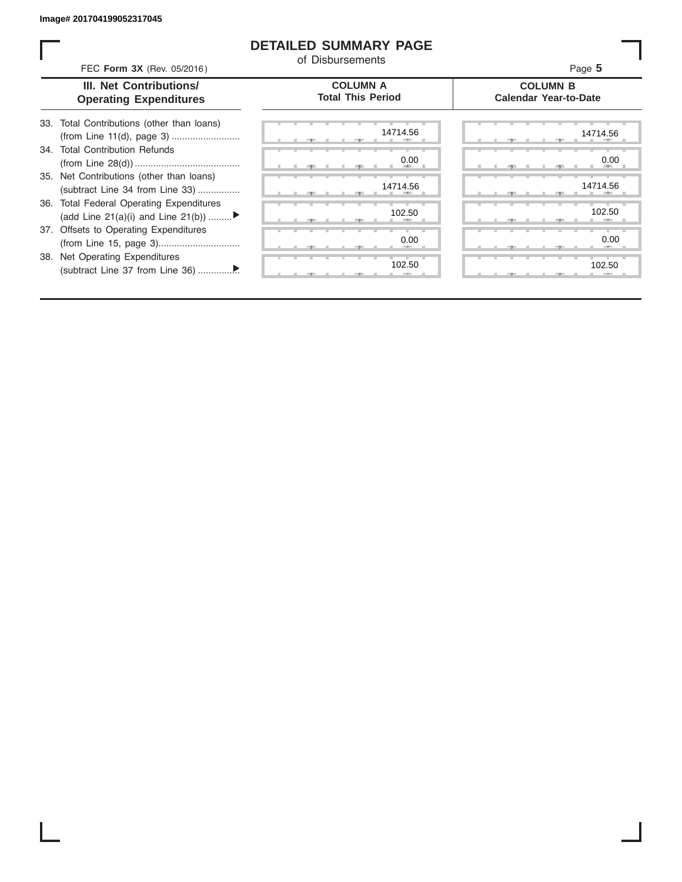Image# 201704199052317045

# DETAILED SUMMARY PAGE

of Disbursements

FEC **Form 3X** (Rev. 05/2016)

| III. Net Contributions/ Operating Expenditures | COLUMN A Total This Period | COLUMN B Calendar Year-to-Date |
|---|---|---|
| 33. Total Contributions (other than loans) (from Line 11(d), page 3) .......................... | 14714.56 | 14714.56 |
| 34. Total Contribution Refunds (from Line 28(d)) ........................................ | 0.00 | 0.00 |
| 35. Net Contributions (other than loans) (subtract Line 34 from Line 33) ................ | 14714.56 | 14714.56 |
| 36. Total Federal Operating Expenditures (add Line 21(a)(i) and Line 21(b)) .........▶ | 102.50 | 102.50 |
| 37. Offsets to Operating Expenditures (from Line 15, page 3)............................... | 0.00 | 0.00 |
| 38. Net Operating Expenditures (subtract Line 37 from Line 36) ...............▶ | 102.50 | 102.50 |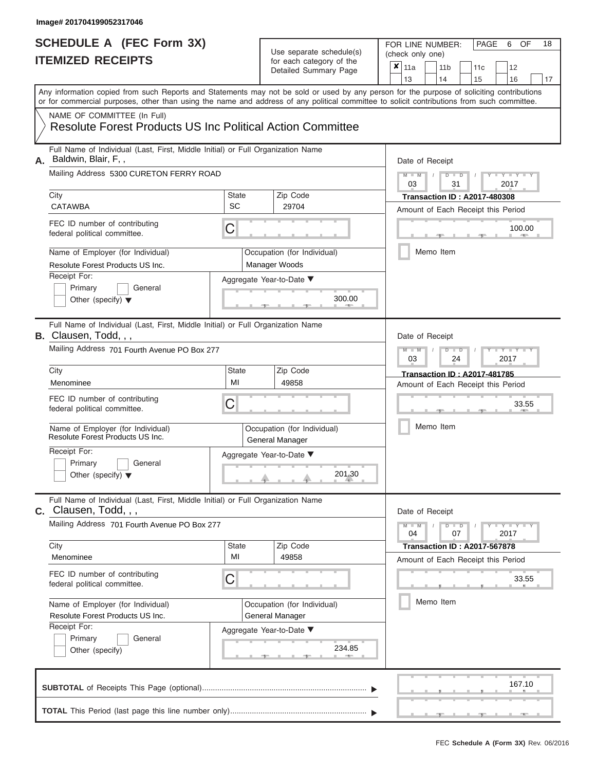Image# 201704199052317046

# SCHEDULE A (FEC Form 3X)
# ITEMIZED RECEIPTS

Use separate schedule(s) for each category of the Detailed Summary Page

FOR LINE NUMBER: (check only one)

- [x] 11a
- [ ] 11b
- [ ] 11c
- [ ] 12
- [ ] 13
- [ ] 14
- [ ] 15
- [ ] 16
- [ ] 17

Any information copied from such Reports and Statements may not be sold or used by any person for the purpose of soliciting contributions or for commercial purposes, other than using the name and address of any political committee to solicit contributions from such committee.

NAME OF COMMITTEE (In Full)
**Resolute Forest Products US Inc Political Action Committee**

---

**A.** Full Name of Individual (Last, First, Middle Initial) or Full Organization Name: Baldwin, Blair, F, ,

Mailing Address: 5300 CURETON FERRY ROAD

City: CATAWBA | State: SC | Zip Code: 29704

FEC ID number of contributing federal political committee: C

Name of Employer (for Individual): Resolute Forest Products US Inc.

Occupation (for Individual): Manager Woods

Receipt For: Primary / General / Other (specify)

Aggregate Year-to-Date: 300.00

Date of Receipt: 03 / 31 / 2017

**Transaction ID : A2017-480308**

Amount of Each Receipt this Period: 100.00

Memo Item

---

**B.** Full Name of Individual (Last, First, Middle Initial) or Full Organization Name: Clausen, Todd, , ,

Mailing Address: 701 Fourth Avenue PO Box 277

City: Menominee | State: MI | Zip Code: 49858

FEC ID number of contributing federal political committee: C

Name of Employer (for Individual): Resolute Forest Products US Inc.

Occupation (for Individual): General Manager

Receipt For: Primary / General / Other (specify)

Aggregate Year-to-Date: 201.30

Date of Receipt: 03 / 24 / 2017

**Transaction ID : A2017-481785**

Amount of Each Receipt this Period: 33.55

Memo Item

---

**C.** Full Name of Individual (Last, First, Middle Initial) or Full Organization Name: Clausen, Todd, , ,

Mailing Address: 701 Fourth Avenue PO Box 277

City: Menominee | State: MI | Zip Code: 49858

FEC ID number of contributing federal political committee: C

Name of Employer (for Individual): Resolute Forest Products US Inc.

Occupation (for Individual): General Manager

Receipt For: Primary / General / Other (specify)

Aggregate Year-to-Date: 234.85

Date of Receipt: 04 / 07 / 2017

**Transaction ID : A2017-567878**

Amount of Each Receipt this Period: 33.55

Memo Item

---

**SUBTOTAL** of Receipts This Page (optional): 167.10

**TOTAL** This Period (last page this line number only):

FEC Schedule A (Form 3X) Rev. 06/2016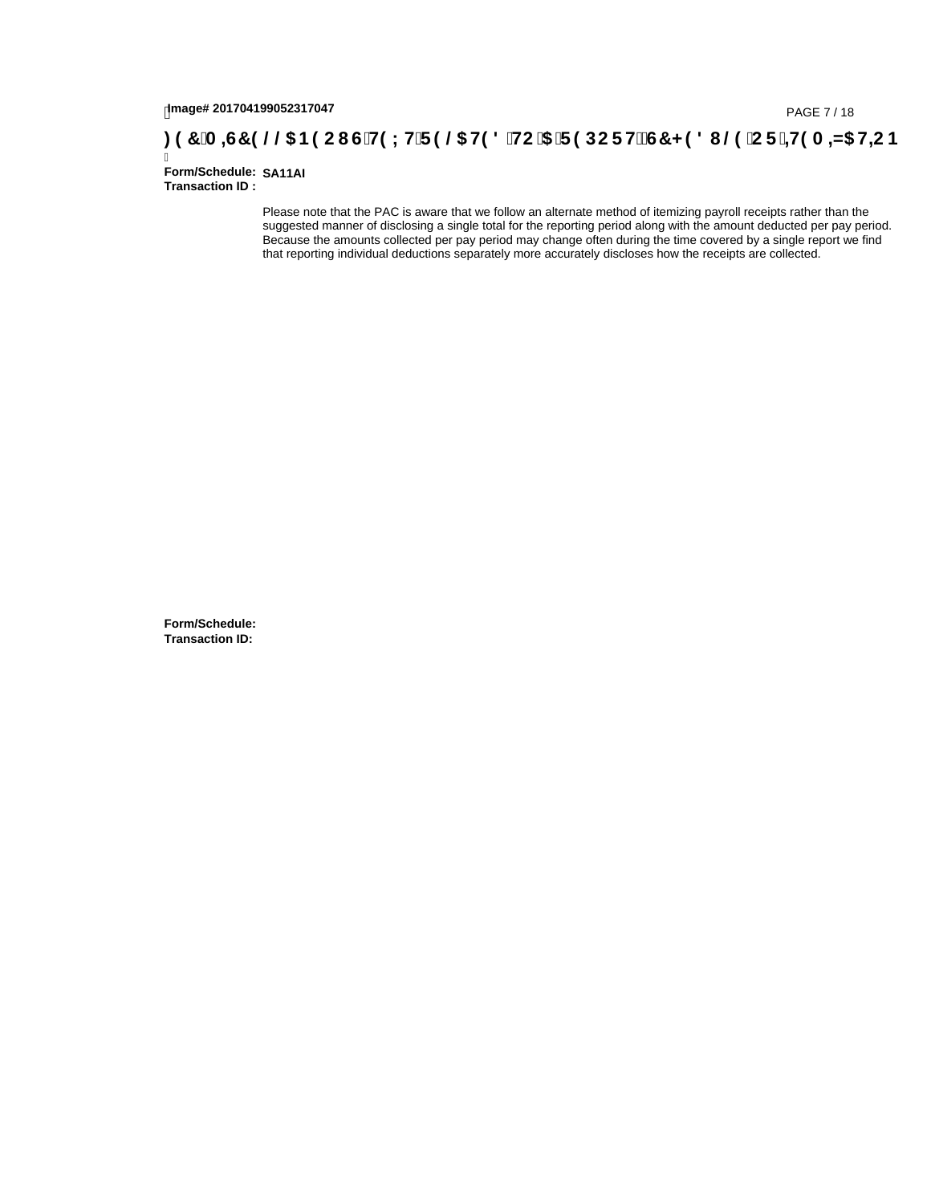**Image# 201704199052317047**

**) ( &0 ,6&( / / $1 ( 2 8 6 7( ; 7 5( / $7( ' 72 $ 5( 3 2 5 7 6&+( ' 8/ ( 2 5 ,7( 0 ,=$7,2 1**

**Form/Schedule:** **SA11AI**
**Transaction ID :**

Please note that the PAC is aware that we follow an alternate method of itemizing payroll receipts rather than the suggested manner of disclosing a single total for the reporting period along with the amount deducted per pay period. Because the amounts collected per pay period may change often during the time covered by a single report we find that reporting individual deductions separately more accurately discloses how the receipts are collected.

**Form/Schedule:**
**Transaction ID:**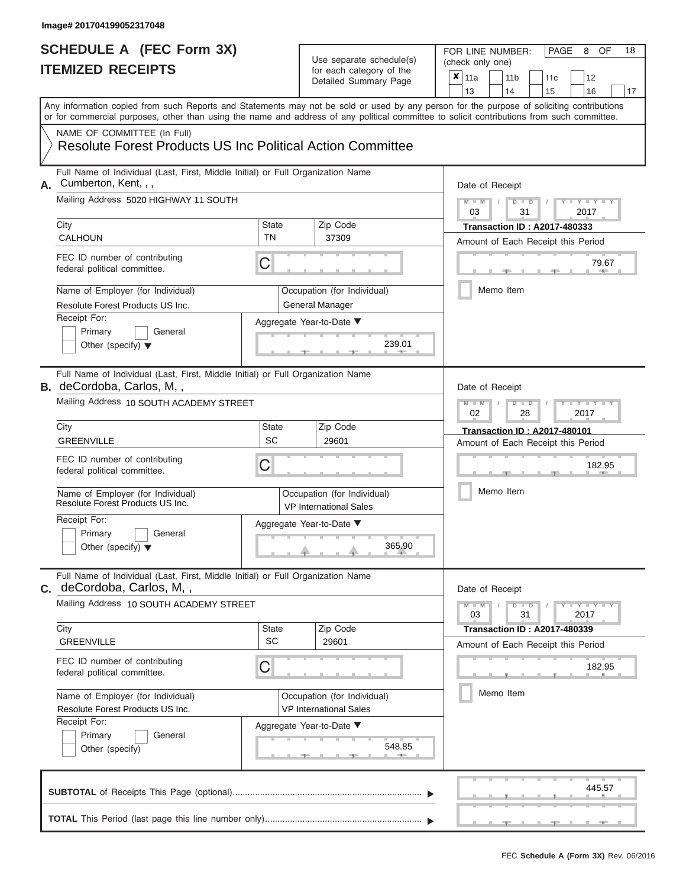Image# 201704199052317048

# SCHEDULE A (FEC Form 3X)
# ITEMIZED RECEIPTS

Use separate schedule(s) for each category of the Detailed Summary Page

FOR LINE NUMBER: (check only one)

- [x] 11a
- [ ] 11b
- [ ] 11c
- [ ] 12
- [ ] 13
- [ ] 14
- [ ] 15
- [ ] 16
- [ ] 17

Any information copied from such Reports and Statements may not be sold or used by any person for the purpose of soliciting contributions or for commercial purposes, other than using the name and address of any political committee to solicit contributions from such committee.

NAME OF COMMITTEE (In Full)
**Resolute Forest Products US Inc Political Action Committee**

---

**A.** Full Name of Individual (Last, First, Middle Initial) or Full Organization Name: Cumberton, Kent, , ,

Mailing Address: 5020 HIGHWAY 11 SOUTH

| City | State | Zip Code |
|---|---|---|
| CALHOUN | TN | 37309 |

FEC ID number of contributing federal political committee: C

Name of Employer (for Individual): Resolute Forest Products US Inc.
Occupation (for Individual): General Manager

Receipt For: Primary / General / Other (specify)

Aggregate Year-to-Date: 239.01

Date of Receipt: 03 / 31 / 2017
Transaction ID : A2017-480333
Amount of Each Receipt this Period: 79.67
Memo Item

---

**B.** Full Name of Individual (Last, First, Middle Initial) or Full Organization Name: deCordoba, Carlos, M, ,

Mailing Address: 10 SOUTH ACADEMY STREET

| City | State | Zip Code |
|---|---|---|
| GREENVILLE | SC | 29601 |

FEC ID number of contributing federal political committee: C

Name of Employer (for Individual): Resolute Forest Products US Inc.
Occupation (for Individual): VP International Sales

Receipt For: Primary / General / Other (specify)

Aggregate Year-to-Date: 365.90

Date of Receipt: 02 / 28 / 2017
Transaction ID : A2017-480101
Amount of Each Receipt this Period: 182.95
Memo Item

---

**C.** Full Name of Individual (Last, First, Middle Initial) or Full Organization Name: deCordoba, Carlos, M, ,

Mailing Address: 10 SOUTH ACADEMY STREET

| City | State | Zip Code |
|---|---|---|
| GREENVILLE | SC | 29601 |

FEC ID number of contributing federal political committee: C

Name of Employer (for Individual): Resolute Forest Products US Inc.
Occupation (for Individual): VP International Sales

Receipt For: Primary / General / Other (specify)

Aggregate Year-to-Date: 548.85

Date of Receipt: 03 / 31 / 2017
Transaction ID : A2017-480339
Amount of Each Receipt this Period: 182.95
Memo Item

---

**SUBTOTAL** of Receipts This Page (optional): 445.57

**TOTAL** This Period (last page this line number only):

FEC Schedule A (Form 3X) Rev. 06/2016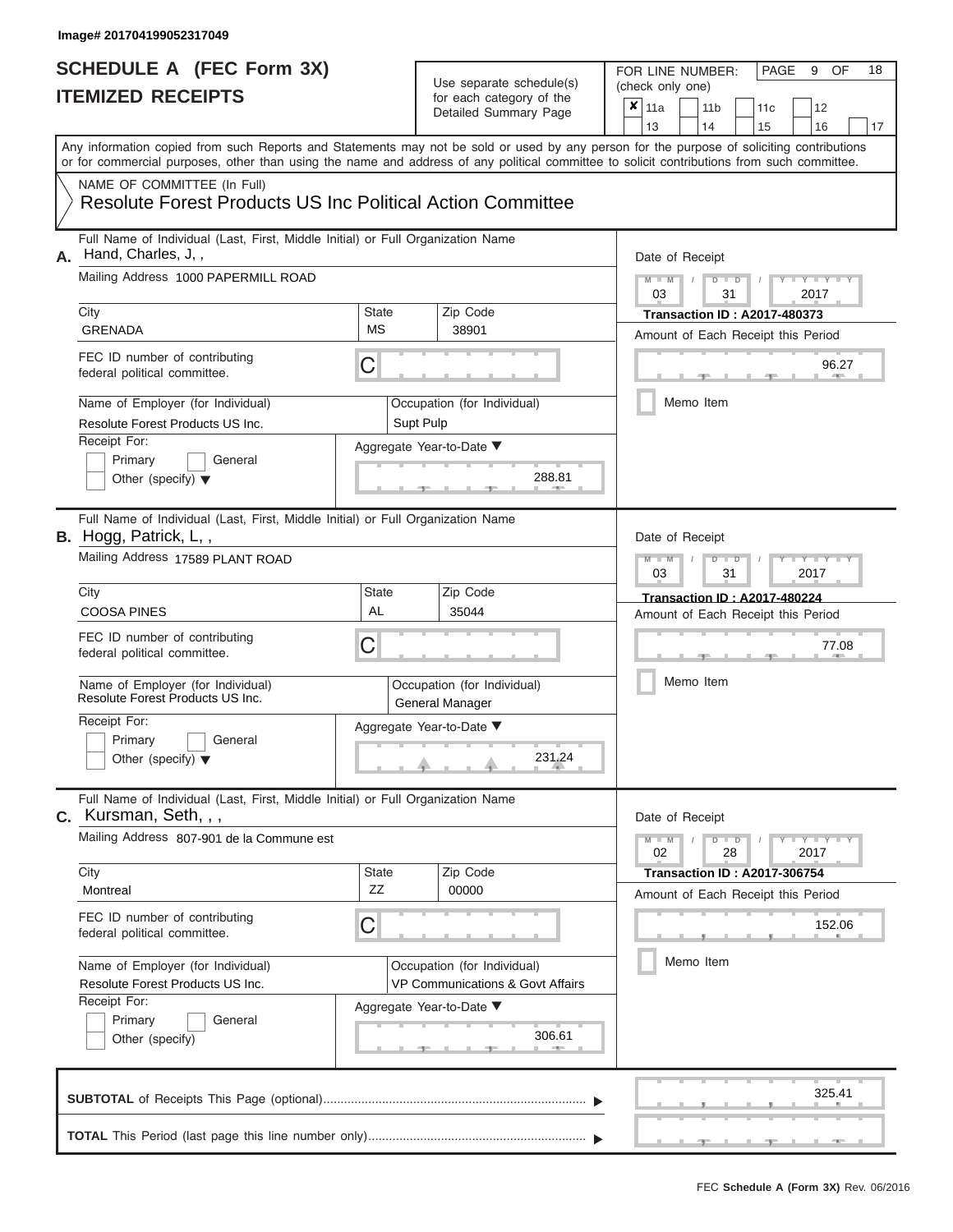Image# 201704199052317049

# SCHEDULE A (FEC Form 3X)
## ITEMIZED RECEIPTS

Use separate schedule(s) for each category of the Detailed Summary Page

FOR LINE NUMBER: (check only one)

- [x] 11a
- [ ] 11b
- [ ] 11c
- [ ] 12
- [ ] 13
- [ ] 14
- [ ] 15
- [ ] 16
- [ ] 17

PAGE 9 OF 18

Any information copied from such Reports and Statements may not be sold or used by any person for the purpose of soliciting contributions or for commercial purposes, other than using the name and address of any political committee to solicit contributions from such committee.

NAME OF COMMITTEE (In Full)
**Resolute Forest Products US Inc Political Action Committee**

---

**A.** Full Name of Individual (Last, First, Middle Initial) or Full Organization Name: Hand, Charles, J, ,

Mailing Address: 1000 PAPERMILL ROAD

City: GRENADA | State: MS | Zip Code: 38901

FEC ID number of contributing federal political committee: C

Name of Employer (for Individual): Resolute Forest Products US Inc.

Occupation (for Individual): Supt Pulp

Receipt For: Primary / General / Other (specify)

Aggregate Year-to-Date: 288.81

Date of Receipt: 03 / 31 / 2017

Transaction ID : A2017-480373

Amount of Each Receipt this Period: 96.27

Memo Item

---

**B.** Full Name of Individual (Last, First, Middle Initial) or Full Organization Name: Hogg, Patrick, L, ,

Mailing Address: 17589 PLANT ROAD

City: COOSA PINES | State: AL | Zip Code: 35044

FEC ID number of contributing federal political committee: C

Name of Employer (for Individual): Resolute Forest Products US Inc.

Occupation (for Individual): General Manager

Receipt For: Primary / General / Other (specify)

Aggregate Year-to-Date: 231.24

Date of Receipt: 03 / 31 / 2017

Transaction ID : A2017-480224

Amount of Each Receipt this Period: 77.08

Memo Item

---

**C.** Full Name of Individual (Last, First, Middle Initial) or Full Organization Name: Kursman, Seth, , ,

Mailing Address: 807-901 de la Commune est

City: Montreal | State: ZZ | Zip Code: 00000

FEC ID number of contributing federal political committee: C

Name of Employer (for Individual): Resolute Forest Products US Inc.

Occupation (for Individual): VP Communications & Govt Affairs

Receipt For: Primary / General / Other (specify)

Aggregate Year-to-Date: 306.61

Date of Receipt: 02 / 28 / 2017

Transaction ID : A2017-306754

Amount of Each Receipt this Period: 152.06

Memo Item

---

**SUBTOTAL** of Receipts This Page (optional): 325.41

**TOTAL** This Period (last page this line number only):

FEC Schedule A (Form 3X) Rev. 06/2016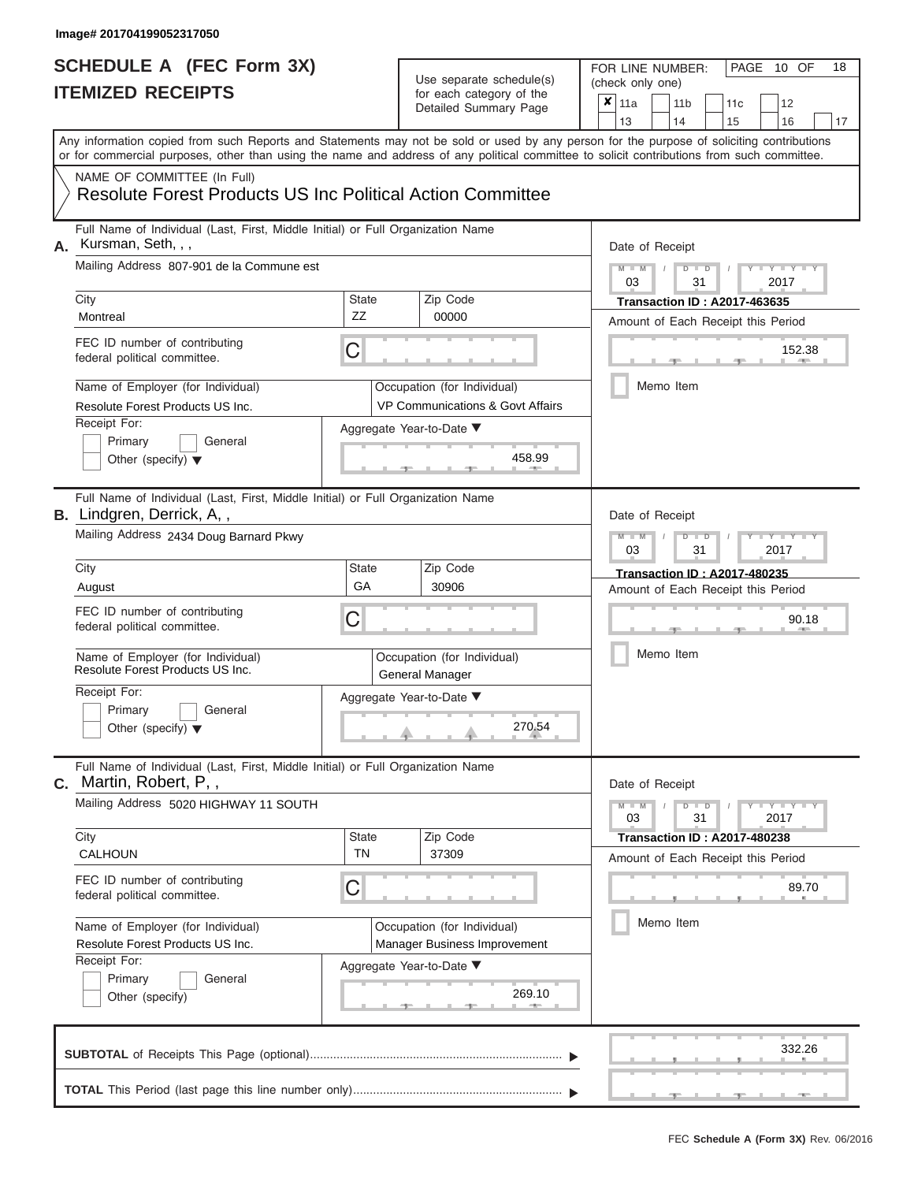Image# 201704199052317050

# SCHEDULE A (FEC Form 3X)
## ITEMIZED RECEIPTS

Use separate schedule(s) for each category of the Detailed Summary Page

FOR LINE NUMBER: (check only one)

☒ 11a ☐ 11b ☐ 11c ☐ 12 ☐ 13 ☐ 14 ☐ 15 ☐ 16 ☐ 17

Any information copied from such Reports and Statements may not be sold or used by any person for the purpose of soliciting contributions or for commercial purposes, other than using the name and address of any political committee to solicit contributions from such committee.

NAME OF COMMITTEE (In Full)

Resolute Forest Products US Inc Political Action Committee

---

**A.** Full Name of Individual (Last, First, Middle Initial) or Full Organization Name: Kursman, Seth, , ,

Mailing Address: 807-901 de la Commune est

City: Montreal | State: ZZ | Zip Code: 00000

FEC ID number of contributing federal political committee: C

Name of Employer (for Individual): Resolute Forest Products US Inc.

Occupation (for Individual): VP Communications & Govt Affairs

Receipt For: ☐ Primary ☐ General ☐ Other (specify)

Aggregate Year-to-Date: 458.99

Date of Receipt: 03 / 31 / 2017

Transaction ID : A2017-463635

Amount of Each Receipt this Period: 152.38

☐ Memo Item

---

**B.** Full Name of Individual (Last, First, Middle Initial) or Full Organization Name: Lindgren, Derrick, A, ,

Mailing Address: 2434 Doug Barnard Pkwy

City: August | State: GA | Zip Code: 30906

FEC ID number of contributing federal political committee: C

Name of Employer (for Individual): Resolute Forest Products US Inc.

Occupation (for Individual): General Manager

Receipt For: ☐ Primary ☐ General ☐ Other (specify)

Aggregate Year-to-Date: 270.54

Date of Receipt: 03 / 31 / 2017

Transaction ID : A2017-480235

Amount of Each Receipt this Period: 90.18

☐ Memo Item

---

**C.** Full Name of Individual (Last, First, Middle Initial) or Full Organization Name: Martin, Robert, P, ,

Mailing Address: 5020 HIGHWAY 11 SOUTH

City: CALHOUN | State: TN | Zip Code: 37309

FEC ID number of contributing federal political committee: C

Name of Employer (for Individual): Resolute Forest Products US Inc.

Occupation (for Individual): Manager Business Improvement

Receipt For: ☐ Primary ☐ General ☐ Other (specify)

Aggregate Year-to-Date: 269.10

Date of Receipt: 03 / 31 / 2017

Transaction ID : A2017-480238

Amount of Each Receipt this Period: 89.70

☐ Memo Item

---

**SUBTOTAL** of Receipts This Page (optional): 332.26

**TOTAL** This Period (last page this line number only):

FEC **Schedule A (Form 3X)** Rev. 06/2016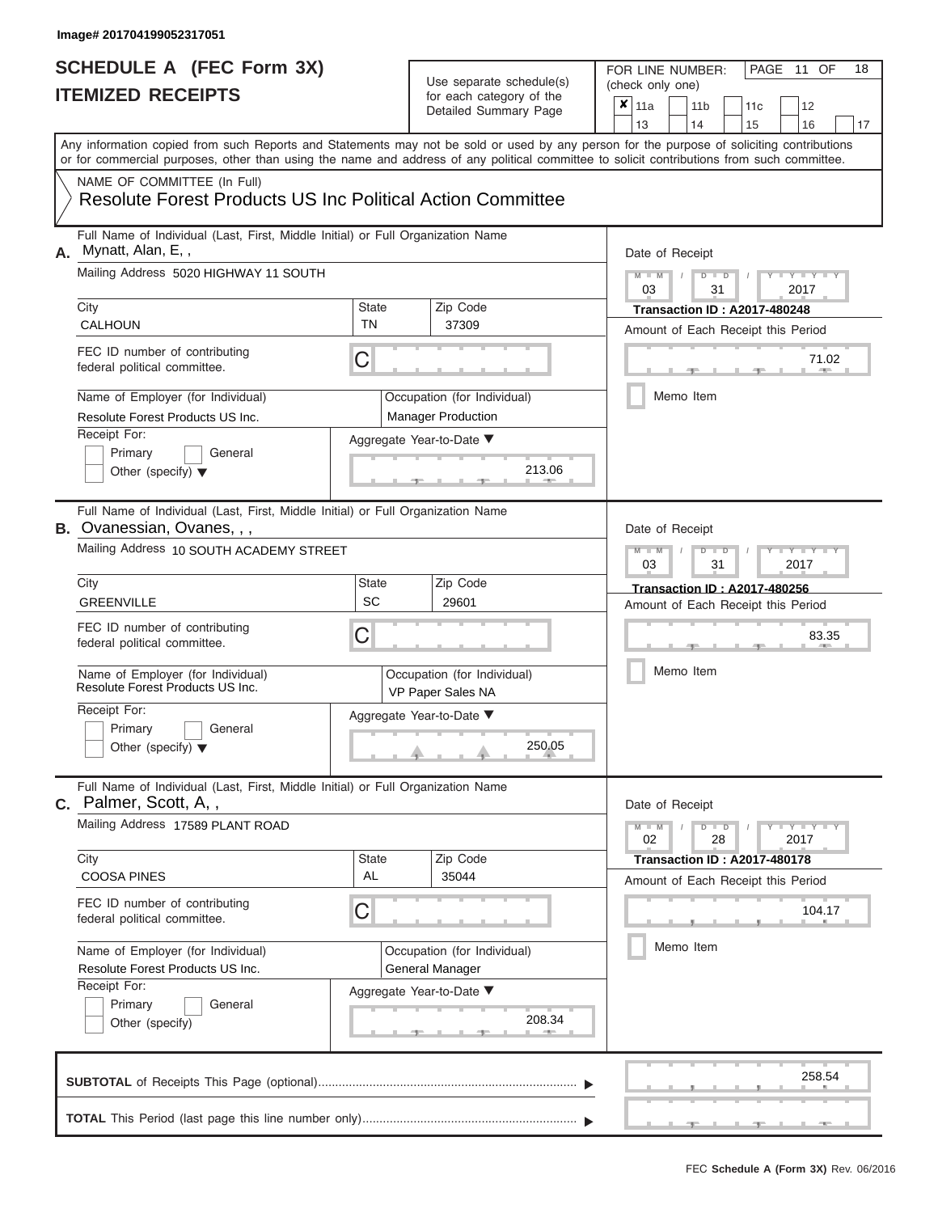Image# 201704199052317051

# SCHEDULE A (FEC Form 3X)
# ITEMIZED RECEIPTS

Use separate schedule(s) for each category of the Detailed Summary Page

FOR LINE NUMBER: (check only one)

- [x] 11a
- [ ] 11b
- [ ] 11c
- [ ] 12
- [ ] 13
- [ ] 14
- [ ] 15
- [ ] 16
- [ ] 17

PAGE 11 OF 18

Any information copied from such Reports and Statements may not be sold or used by any person for the purpose of soliciting contributions or for commercial purposes, other than using the name and address of any political committee to solicit contributions from such committee.

NAME OF COMMITTEE (In Full)
Resolute Forest Products US Inc Political Action Committee

---

**A.** Full Name of Individual (Last, First, Middle Initial) or Full Organization Name: Mynatt, Alan, E, ,

Mailing Address: 5020 HIGHWAY 11 SOUTH

City: CALHOUN | State: TN | Zip Code: 37309

FEC ID number of contributing federal political committee: C

Name of Employer (for Individual): Resolute Forest Products US Inc.

Occupation (for Individual): Manager Production

Receipt For: Primary / General / Other (specify)

Aggregate Year-to-Date: 213.06

Date of Receipt: 03 / 31 / 2017

Transaction ID : A2017-480248

Amount of Each Receipt this Period: 71.02

Memo Item

---

**B.** Full Name of Individual (Last, First, Middle Initial) or Full Organization Name: Ovanessian, Ovanes, , ,

Mailing Address: 10 SOUTH ACADEMY STREET

City: GREENVILLE | State: SC | Zip Code: 29601

FEC ID number of contributing federal political committee: C

Name of Employer (for Individual): Resolute Forest Products US Inc.

Occupation (for Individual): VP Paper Sales NA

Receipt For: Primary / General / Other (specify)

Aggregate Year-to-Date: 250.05

Date of Receipt: 03 / 31 / 2017

Transaction ID : A2017-480256

Amount of Each Receipt this Period: 83.35

Memo Item

---

**C.** Full Name of Individual (Last, First, Middle Initial) or Full Organization Name: Palmer, Scott, A, ,

Mailing Address: 17589 PLANT ROAD

City: COOSA PINES | State: AL | Zip Code: 35044

FEC ID number of contributing federal political committee: C

Name of Employer (for Individual): Resolute Forest Products US Inc.

Occupation (for Individual): General Manager

Receipt For: Primary / General / Other (specify)

Aggregate Year-to-Date: 208.34

Date of Receipt: 02 / 28 / 2017

Transaction ID : A2017-480178

Amount of Each Receipt this Period: 104.17

Memo Item

---

**SUBTOTAL** of Receipts This Page (optional): 258.54

**TOTAL** This Period (last page this line number only):

FEC **Schedule A (Form 3X)** Rev. 06/2016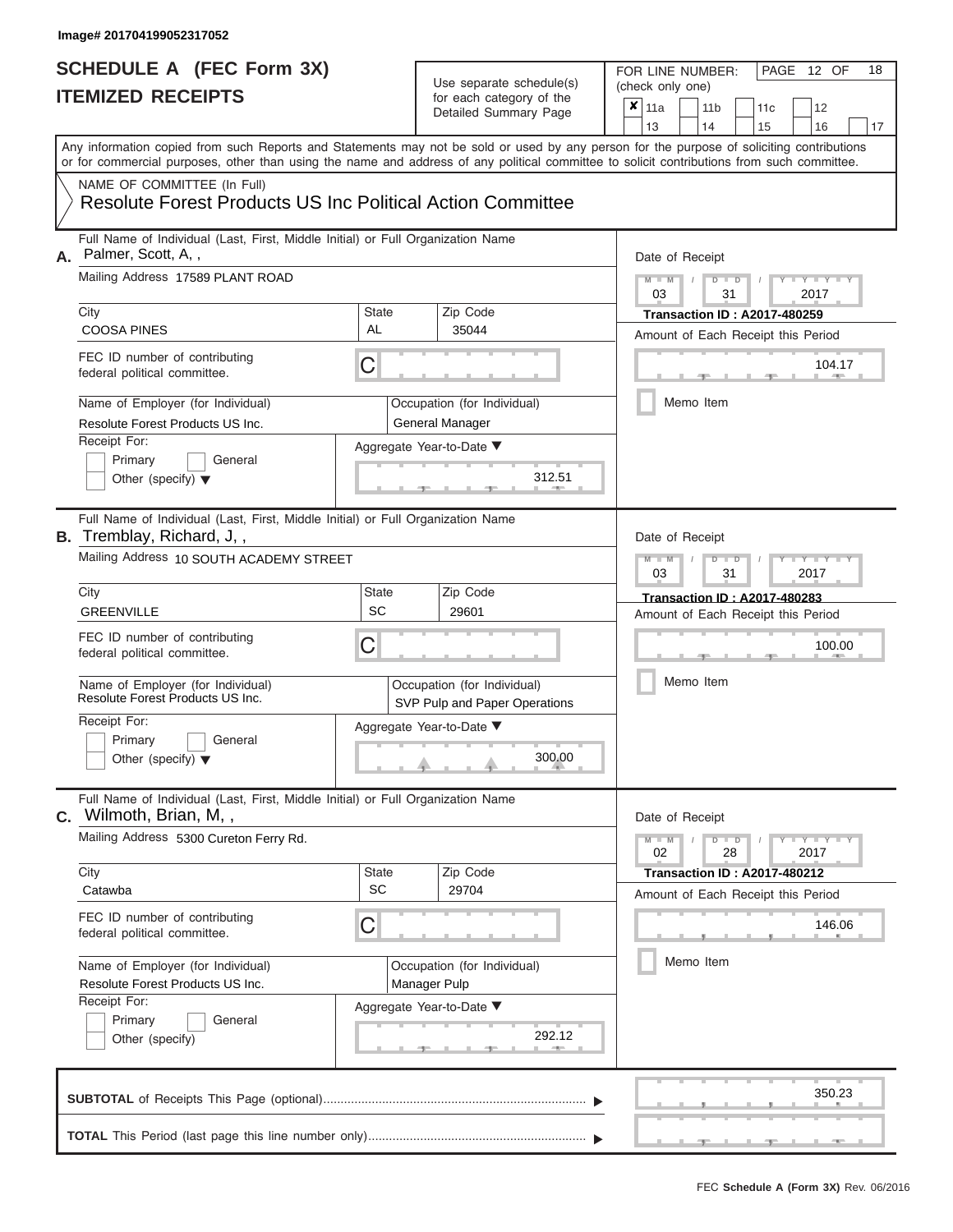Image# 201704199052317052

# SCHEDULE A (FEC Form 3X)
# ITEMIZED RECEIPTS

Use separate schedule(s) for each category of the Detailed Summary Page

FOR LINE NUMBER: (check only one)

- [x] 11a
- [ ] 11b
- [ ] 11c
- [ ] 12
- [ ] 13
- [ ] 14
- [ ] 15
- [ ] 16
- [ ] 17

PAGE 12 OF 18

Any information copied from such Reports and Statements may not be sold or used by any person for the purpose of soliciting contributions or for commercial purposes, other than using the name and address of any political committee to solicit contributions from such committee.

NAME OF COMMITTEE (In Full)
Resolute Forest Products US Inc Political Action Committee

---

**A.** Full Name of Individual (Last, First, Middle Initial) or Full Organization Name: Palmer, Scott, A, ,

Mailing Address: 17589 PLANT ROAD

City: COOSA PINES | State: AL | Zip Code: 35044

FEC ID number of contributing federal political committee: C

Name of Employer (for Individual): Resolute Forest Products US Inc.

Occupation (for Individual): General Manager

Receipt For: [ ] Primary [ ] General [ ] Other (specify)

Aggregate Year-to-Date: 312.51

Date of Receipt: 03 / 31 / 2017

Transaction ID : A2017-480259

Amount of Each Receipt this Period: 104.17

[ ] Memo Item

---

**B.** Full Name of Individual (Last, First, Middle Initial) or Full Organization Name: Tremblay, Richard, J, ,

Mailing Address: 10 SOUTH ACADEMY STREET

City: GREENVILLE | State: SC | Zip Code: 29601

FEC ID number of contributing federal political committee: C

Name of Employer (for Individual): Resolute Forest Products US Inc.

Occupation (for Individual): SVP Pulp and Paper Operations

Receipt For: [ ] Primary [ ] General [ ] Other (specify)

Aggregate Year-to-Date: 300.00

Date of Receipt: 03 / 31 / 2017

Transaction ID : A2017-480283

Amount of Each Receipt this Period: 100.00

[ ] Memo Item

---

**C.** Full Name of Individual (Last, First, Middle Initial) or Full Organization Name: Wilmoth, Brian, M, ,

Mailing Address: 5300 Cureton Ferry Rd.

City: Catawba | State: SC | Zip Code: 29704

FEC ID number of contributing federal political committee: C

Name of Employer (for Individual): Resolute Forest Products US Inc.

Occupation (for Individual): Manager Pulp

Receipt For: [ ] Primary [ ] General [ ] Other (specify)

Aggregate Year-to-Date: 292.12

Date of Receipt: 02 / 28 / 2017

Transaction ID : A2017-480212

Amount of Each Receipt this Period: 146.06

[ ] Memo Item

---

**SUBTOTAL** of Receipts This Page (optional): 350.23

**TOTAL** This Period (last page this line number only):

FEC Schedule A (Form 3X) Rev. 06/2016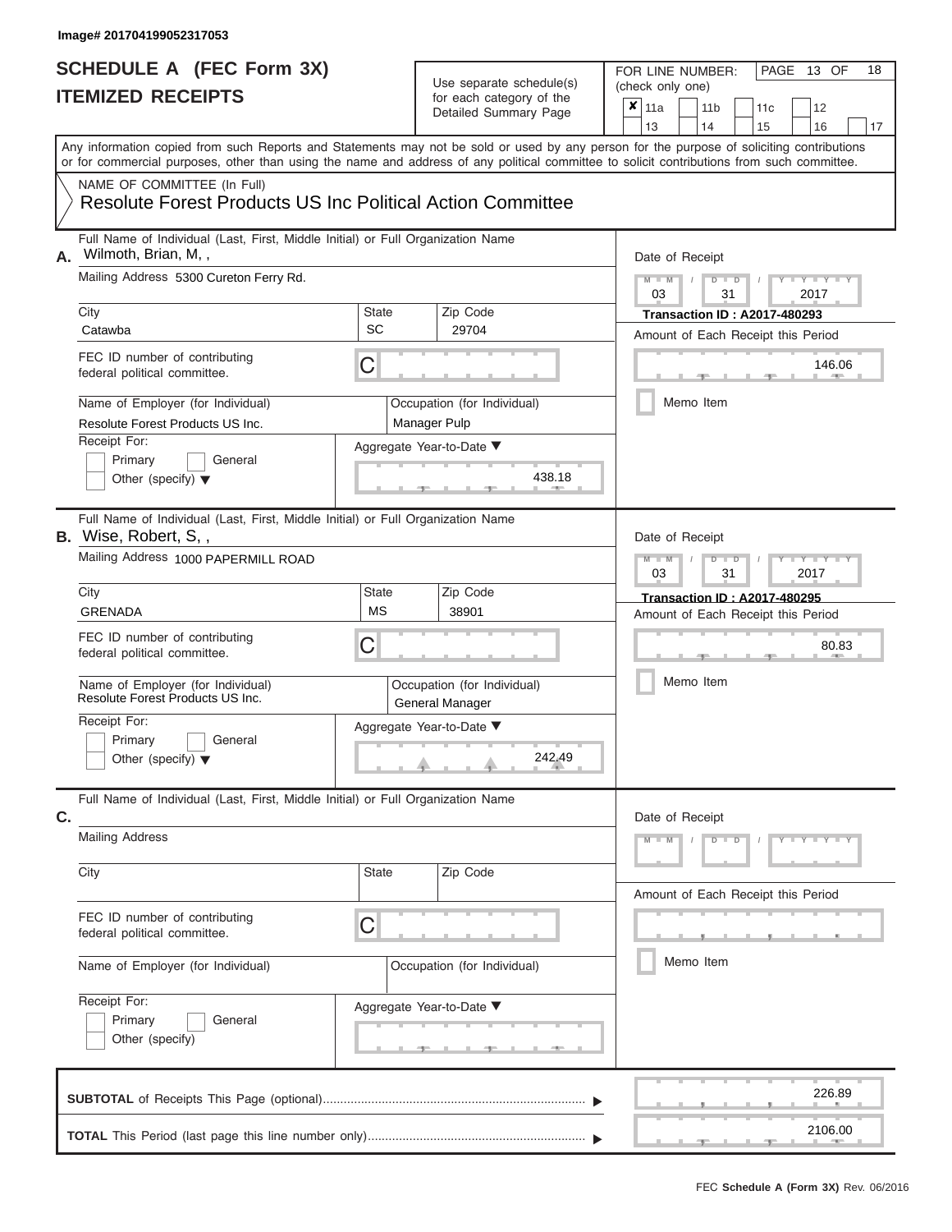Image# 201704199052317053

# SCHEDULE A (FEC Form 3X)
## ITEMIZED RECEIPTS

Use separate schedule(s) for each category of the Detailed Summary Page

FOR LINE NUMBER: (check only one)

- [x] 11a
- [ ] 11b
- [ ] 11c
- [ ] 12
- [ ] 13
- [ ] 14
- [ ] 15
- [ ] 16
- [ ] 17

PAGE 13 OF 18

Any information copied from such Reports and Statements may not be sold or used by any person for the purpose of soliciting contributions or for commercial purposes, other than using the name and address of any political committee to solicit contributions from such committee.

NAME OF COMMITTEE (In Full)
Resolute Forest Products US Inc Political Action Committee

---

**A.** Full Name of Individual (Last, First, Middle Initial) or Full Organization Name: Wilmoth, Brian, M, ,

Mailing Address: 5300 Cureton Ferry Rd.

City: Catawba | State: SC | Zip Code: 29704

FEC ID number of contributing federal political committee: C

Name of Employer (for Individual): Resolute Forest Products US Inc.

Occupation (for Individual): Manager Pulp

Receipt For: Primary [ ] General [ ] Other (specify) [ ]

Aggregate Year-to-Date: 438.18

Date of Receipt: 03 / 31 / 2017

Transaction ID : A2017-480293

Amount of Each Receipt this Period: 146.06

Memo Item [ ]

---

**B.** Full Name of Individual (Last, First, Middle Initial) or Full Organization Name: Wise, Robert, S, ,

Mailing Address: 1000 PAPERMILL ROAD

City: GRENADA | State: MS | Zip Code: 38901

FEC ID number of contributing federal political committee: C

Name of Employer (for Individual): Resolute Forest Products US Inc.

Occupation (for Individual): General Manager

Receipt For: Primary [ ] General [ ] Other (specify) [ ]

Aggregate Year-to-Date: 242.49

Date of Receipt: 03 / 31 / 2017

Transaction ID : A2017-480295

Amount of Each Receipt this Period: 80.83

Memo Item [ ]

---

**C.** Full Name of Individual (Last, First, Middle Initial) or Full Organization Name:

Mailing Address:

City: | State: | Zip Code:

FEC ID number of contributing federal political committee: C

Name of Employer (for Individual):

Occupation (for Individual):

Receipt For: Primary [ ] General [ ] Other (specify) [ ]

Aggregate Year-to-Date:

Date of Receipt: M M / D D / Y Y Y Y

Amount of Each Receipt this Period:

Memo Item [ ]

---

**SUBTOTAL** of Receipts This Page (optional): 226.89

**TOTAL** This Period (last page this line number only): 2106.00

FEC Schedule A (Form 3X) Rev. 06/2016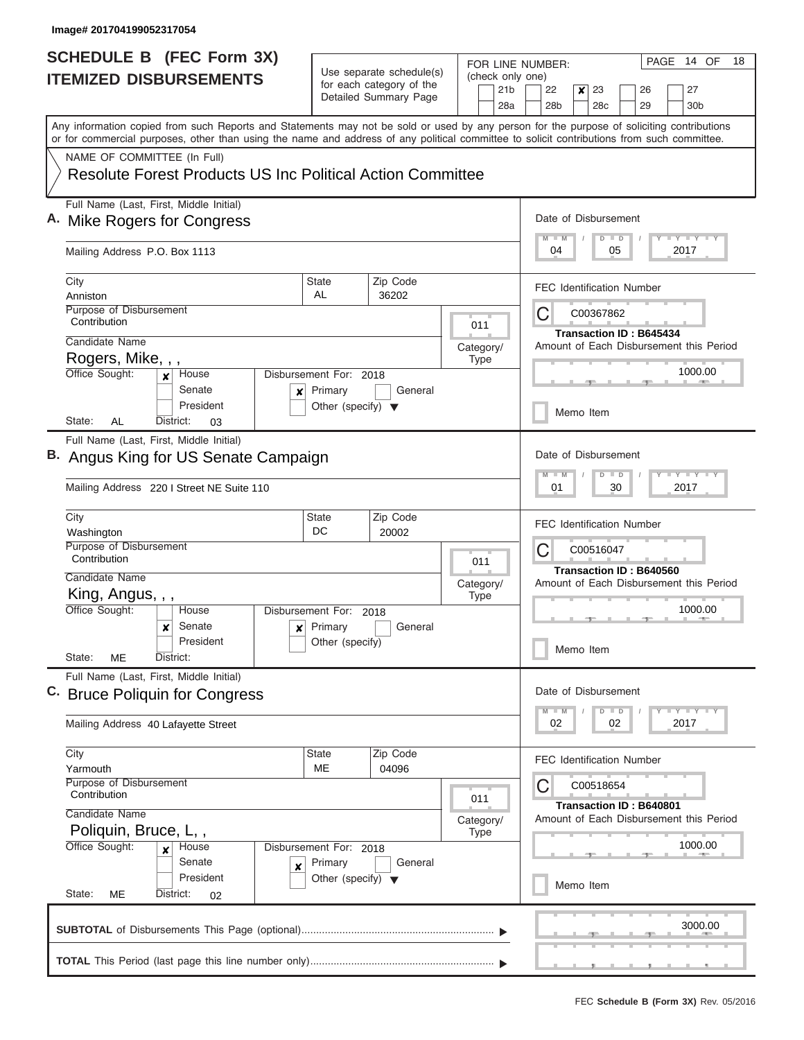Image# 201704199052317054

# SCHEDULE B (FEC Form 3X)
## ITEMIZED DISBURSEMENTS

Use separate schedule(s) for each category of the Detailed Summary Page

FOR LINE NUMBER: (check only one)
21b, 22, **[x] 23**, 26, 27, 28a, 28b, 28c, 29, 30b

PAGE 14 OF 18

Any information copied from such Reports and Statements may not be sold or used by any person for the purpose of soliciting contributions or for commercial purposes, other than using the name and address of any political committee to solicit contributions from such committee.

NAME OF COMMITTEE (In Full)
Resolute Forest Products US Inc Political Action Committee

---

**A.** Full Name (Last, First, Middle Initial): **Mike Rogers for Congress**

Mailing Address: P.O. Box 1113

City: Anniston | State: AL | Zip Code: 36202

Purpose of Disbursement: Contribution

Category/Type: 011

Candidate Name: Rogers, Mike, , ,

Office Sought: [x] House [ ] Senate [ ] President

State: AL | District: 03

Disbursement For: 2018 [x] Primary [ ] General [ ] Other (specify)

Date of Disbursement: 04/05/2017

FEC Identification Number: C00367862

Transaction ID : B645434

Amount of Each Disbursement this Period: 1000.00

[ ] Memo Item

---

**B.** Full Name (Last, First, Middle Initial): **Angus King for US Senate Campaign**

Mailing Address: 220 I Street NE Suite 110

City: Washington | State: DC | Zip Code: 20002

Purpose of Disbursement: Contribution

Category/Type: 011

Candidate Name: King, Angus, , ,

Office Sought: [ ] House [x] Senate [ ] President

State: ME | District:

Disbursement For: 2018 [x] Primary [ ] General [ ] Other (specify)

Date of Disbursement: 01/30/2017

FEC Identification Number: C00516047

Transaction ID : B640560

Amount of Each Disbursement this Period: 1000.00

[ ] Memo Item

---

**C.** Full Name (Last, First, Middle Initial): **Bruce Poliquin for Congress**

Mailing Address: 40 Lafayette Street

City: Yarmouth | State: ME | Zip Code: 04096

Purpose of Disbursement: Contribution

Category/Type: 011

Candidate Name: Poliquin, Bruce, L, ,

Office Sought: [x] House [ ] Senate [ ] President

State: ME | District: 02

Disbursement For: 2018 [x] Primary [ ] General [ ] Other (specify)

Date of Disbursement: 02/02/2017

FEC Identification Number: C00518654

Transaction ID : B640801

Amount of Each Disbursement this Period: 1000.00

[ ] Memo Item

---

**SUBTOTAL** of Disbursements This Page (optional): 3000.00

**TOTAL** This Period (last page this line number only):

FEC **Schedule B (Form 3X)** Rev. 05/2016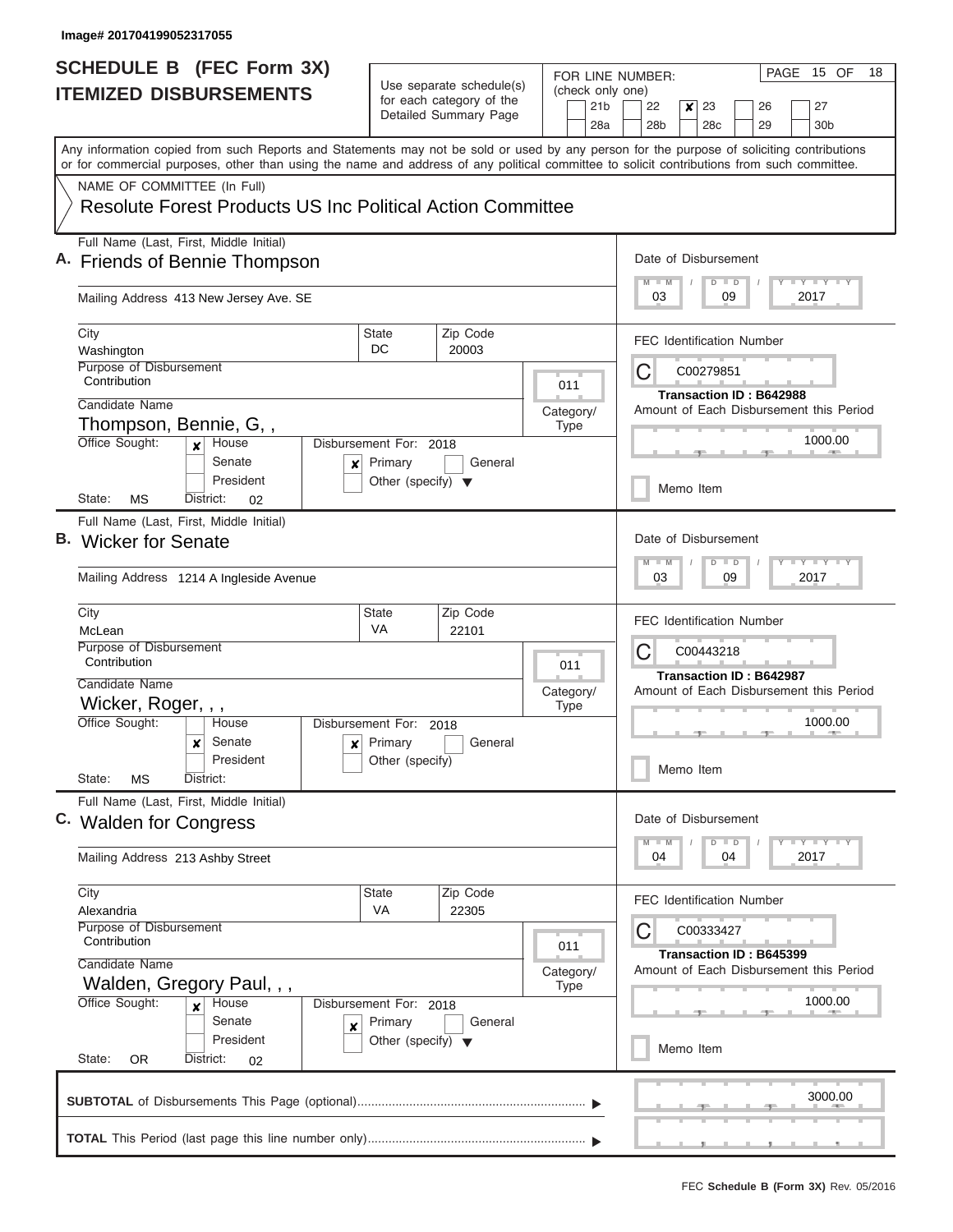Image# 201704199052317055

# SCHEDULE B (FEC Form 3X)
## ITEMIZED DISBURSEMENTS

Use separate schedule(s) for each category of the Detailed Summary Page

FOR LINE NUMBER: (check only one)

21b | 22 | [x] 23 | 26 | 27
28a | 28b | 28c | 29 | 30b

PAGE 15 OF 18

Any information copied from such Reports and Statements may not be sold or used by any person for the purpose of soliciting contributions or for commercial purposes, other than using the name and address of any political committee to solicit contributions from such committee.

NAME OF COMMITTEE (In Full)

Resolute Forest Products US Inc Political Action Committee

---

**A.** Full Name (Last, First, Middle Initial): Friends of Bennie Thompson

Mailing Address: 413 New Jersey Ave. SE

City: Washington | State: DC | Zip Code: 20003

Purpose of Disbursement: Contribution

Category/Type: 011

Candidate Name: Thompson, Bennie, G, ,

Office Sought: [x] House [ ] Senate [ ] President

State: MS District: 02

Disbursement For: 2018 [x] Primary [ ] General [ ] Other (specify)

Date of Disbursement: 03 / 09 / 2017

FEC Identification Number: C00279851

Transaction ID : B642988

Amount of Each Disbursement this Period: 1000.00

Memo Item

---

**B.** Full Name (Last, First, Middle Initial): Wicker for Senate

Mailing Address: 1214 A Ingleside Avenue

City: McLean | State: VA | Zip Code: 22101

Purpose of Disbursement: Contribution

Category/Type: 011

Candidate Name: Wicker, Roger, , ,

Office Sought: [ ] House [x] Senate [ ] President

State: MS District:

Disbursement For: 2018 [x] Primary [ ] General [ ] Other (specify)

Date of Disbursement: 03 / 09 / 2017

FEC Identification Number: C00443218

Transaction ID : B642987

Amount of Each Disbursement this Period: 1000.00

Memo Item

---

**C.** Full Name (Last, First, Middle Initial): Walden for Congress

Mailing Address: 213 Ashby Street

City: Alexandria | State: VA | Zip Code: 22305

Purpose of Disbursement: Contribution

Category/Type: 011

Candidate Name: Walden, Gregory Paul, , ,

Office Sought: [x] House [ ] Senate [ ] President

State: OR District: 02

Disbursement For: 2018 [x] Primary [ ] General [ ] Other (specify)

Date of Disbursement: 04 / 04 / 2017

FEC Identification Number: C00333427

Transaction ID : B645399

Amount of Each Disbursement this Period: 1000.00

Memo Item

---

**SUBTOTAL** of Disbursements This Page (optional) ▶ 3000.00

**TOTAL** This Period (last page this line number only) ▶

FEC **Schedule B (Form 3X)** Rev. 05/2016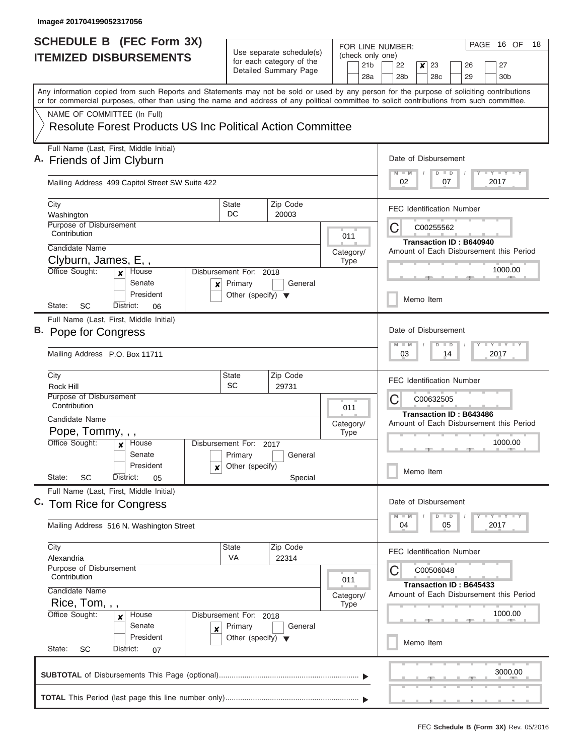Image# 201704199052317056

# SCHEDULE B (FEC Form 3X)
## ITEMIZED DISBURSEMENTS

Use separate schedule(s) for each category of the Detailed Summary Page

FOR LINE NUMBER: (check only one)

21b | 22 | **x** 23 | 26 | 27
28a | 28b | 28c | 29 | 30b

PAGE 16 OF 18

Any information copied from such Reports and Statements may not be sold or used by any person for the purpose of soliciting contributions or for commercial purposes, other than using the name and address of any political committee to solicit contributions from such committee.

NAME OF COMMITTEE (In Full)

**Resolute Forest Products US Inc Political Action Committee**

---

**A.** Full Name (Last, First, Middle Initial): **Friends of Jim Clyburn**

Mailing Address: 499 Capitol Street SW Suite 422

City: Washington | State: DC | Zip Code: 20003

Purpose of Disbursement: Contribution

Category/Type: 011

Candidate Name: Clyburn, James, E, ,

Office Sought: **x** House | Senate | President

State: SC | District: 06

Disbursement For: 2018 | **x** Primary | General | Other (specify)

Date of Disbursement: 02 / 07 / 2017

FEC Identification Number: C00255562

Transaction ID : B640940

Amount of Each Disbursement this Period: 1000.00

Memo Item

---

**B.** Full Name (Last, First, Middle Initial): **Pope for Congress**

Mailing Address: P.O. Box 11711

City: Rock Hill | State: SC | Zip Code: 29731

Purpose of Disbursement: Contribution

Category/Type: 011

Candidate Name: Pope, Tommy, , ,

Office Sought: **x** House | Senate | President

State: SC | District: 05

Disbursement For: 2017 | Primary | General | **x** Other (specify): Special

Date of Disbursement: 03 / 14 / 2017

FEC Identification Number: C00632505

Transaction ID : B643486

Amount of Each Disbursement this Period: 1000.00

Memo Item

---

**C.** Full Name (Last, First, Middle Initial): **Tom Rice for Congress**

Mailing Address: 516 N. Washington Street

City: Alexandria | State: VA | Zip Code: 22314

Purpose of Disbursement: Contribution

Category/Type: 011

Candidate Name: Rice, Tom, , ,

Office Sought: **x** House | Senate | President

State: SC | District: 07

Disbursement For: 2018 | **x** Primary | General | Other (specify)

Date of Disbursement: 04 / 05 / 2017

FEC Identification Number: C00506048

Transaction ID : B645433

Amount of Each Disbursement this Period: 1000.00

Memo Item

---

**SUBTOTAL** of Disbursements This Page (optional): 3000.00

**TOTAL** This Period (last page this line number only):

FEC **Schedule B (Form 3X)** Rev. 05/2016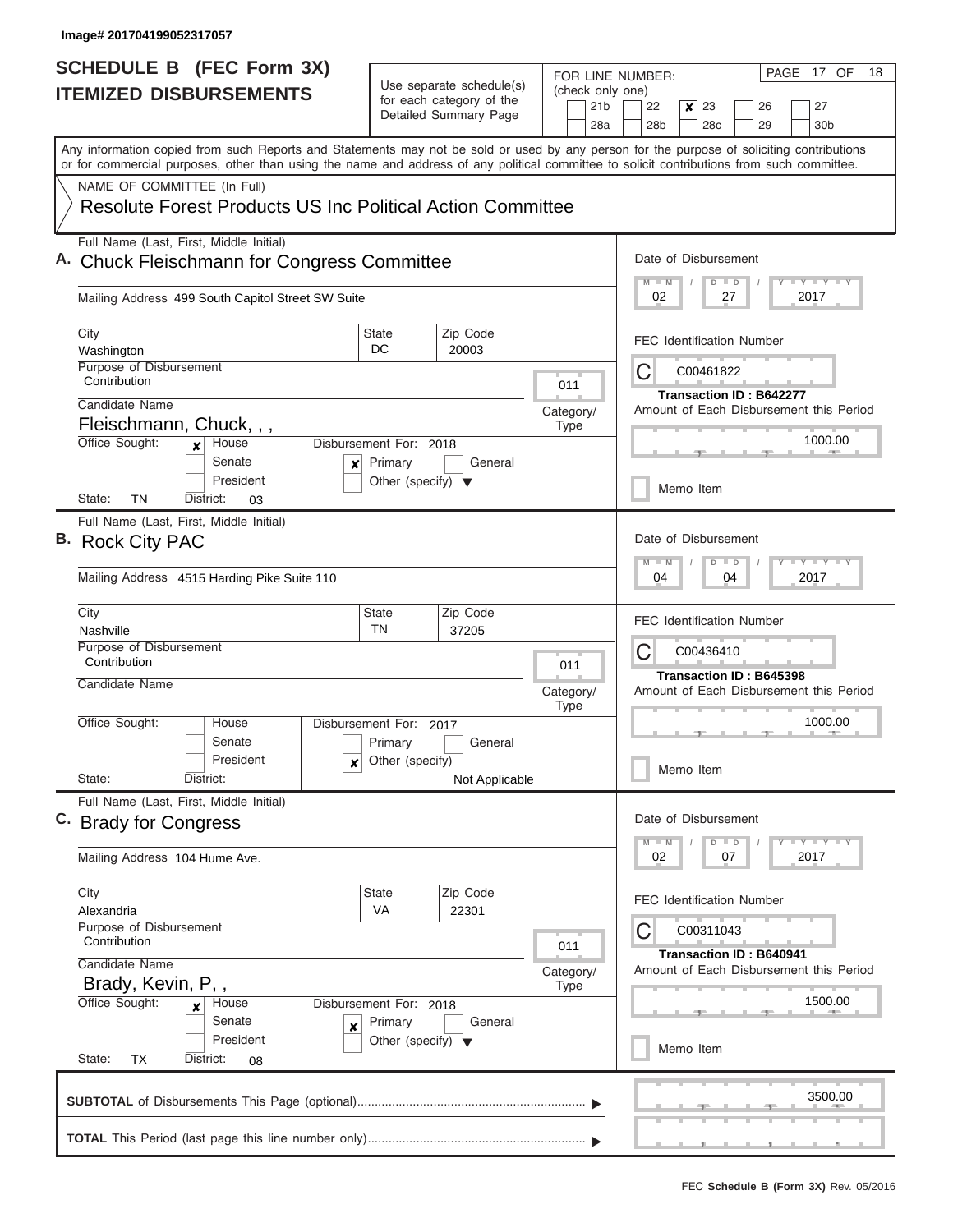Image# 201704199052317057

# SCHEDULE B (FEC Form 3X)
## ITEMIZED DISBURSEMENTS

Use separate schedule(s) for each category of the Detailed Summary Page

FOR LINE NUMBER: (check only one)

21b | 22 | **x** 23 | 26 | 27
28a | 28b | 28c | 29 | 30b

PAGE 17 OF 18

Any information copied from such Reports and Statements may not be sold or used by any person for the purpose of soliciting contributions or for commercial purposes, other than using the name and address of any political committee to solicit contributions from such committee.

NAME OF COMMITTEE (In Full)

**Resolute Forest Products US Inc Political Action Committee**

---

**A.** Full Name (Last, First, Middle Initial): **Chuck Fleischmann for Congress Committee**

Mailing Address: 499 South Capitol Street SW Suite

City: Washington | State: DC | Zip Code: 20003

Purpose of Disbursement: Contribution

Category/Type: 011

Candidate Name: Fleischmann, Chuck, , ,

Office Sought: [x] House [ ] Senate [ ] President

State: TN District: 03

Disbursement For: 2018 [x] Primary [ ] General [ ] Other (specify)

Date of Disbursement: 02 / 27 / 2017

FEC Identification Number: C00461822

Transaction ID : B642277

Amount of Each Disbursement this Period: 1000.00

[ ] Memo Item

---

**B.** Full Name (Last, First, Middle Initial): **Rock City PAC**

Mailing Address: 4515 Harding Pike Suite 110

City: Nashville | State: TN | Zip Code: 37205

Purpose of Disbursement: Contribution

Category/Type: 011

Candidate Name:

Office Sought: [ ] House [ ] Senate [ ] President

State: District:

Disbursement For: 2017 [ ] Primary [ ] General [x] Other (specify) Not Applicable

Date of Disbursement: 04 / 04 / 2017

FEC Identification Number: C00436410

Transaction ID : B645398

Amount of Each Disbursement this Period: 1000.00

[ ] Memo Item

---

**C.** Full Name (Last, First, Middle Initial): **Brady for Congress**

Mailing Address: 104 Hume Ave.

City: Alexandria | State: VA | Zip Code: 22301

Purpose of Disbursement: Contribution

Category/Type: 011

Candidate Name: Brady, Kevin, P, ,

Office Sought: [x] House [ ] Senate [ ] President

State: TX District: 08

Disbursement For: 2018 [x] Primary [ ] General [ ] Other (specify)

Date of Disbursement: 02 / 07 / 2017

FEC Identification Number: C00311043

Transaction ID : B640941

Amount of Each Disbursement this Period: 1500.00

[ ] Memo Item

---

**SUBTOTAL** of Disbursements This Page (optional) ▶ 3500.00

**TOTAL** This Period (last page this line number only) ▶

FEC **Schedule B (Form 3X)** Rev. 05/2016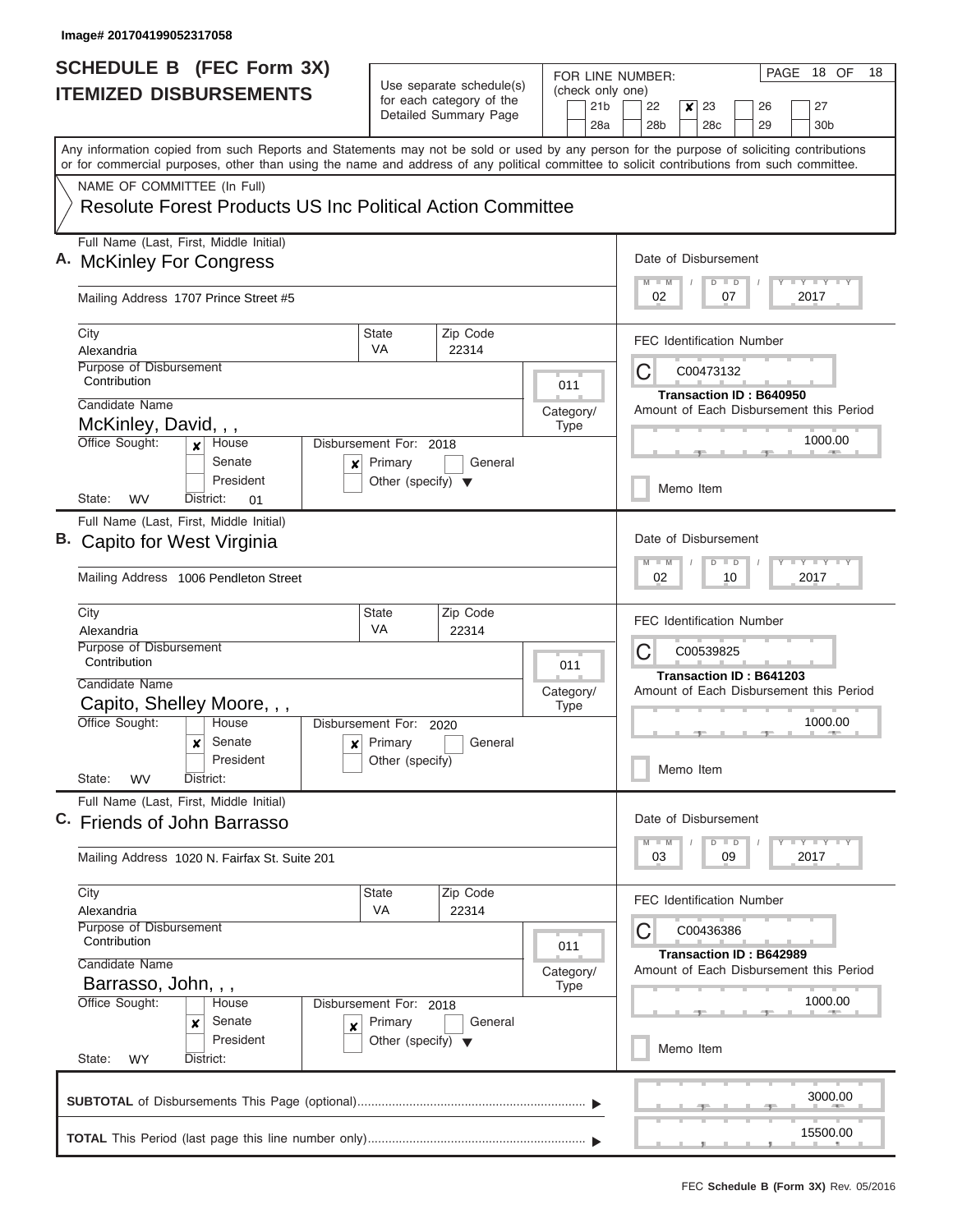Image# 201704199052317058

# SCHEDULE B (FEC Form 3X) ITEMIZED DISBURSEMENTS

Use separate schedule(s) for each category of the Detailed Summary Page

FOR LINE NUMBER: (check only one)

21b | 22 | **X** 23 | 26 | 27
28a | 28b | 28c | 29 | 30b

PAGE 18 OF 18

Any information copied from such Reports and Statements may not be sold or used by any person for the purpose of soliciting contributions or for commercial purposes, other than using the name and address of any political committee to solicit contributions from such committee.

NAME OF COMMITTEE (In Full)

Resolute Forest Products US Inc Political Action Committee

---

**A.** Full Name (Last, First, Middle Initial): McKinley For Congress

Mailing Address: 1707 Prince Street #5

City: Alexandria | State: VA | Zip Code: 22314

Purpose of Disbursement: Contribution

Category/Type: 011

Candidate Name: McKinley, David, , ,

Office Sought: **X** House / Senate / President

State: WV District: 01

Disbursement For: 2018 — **X** Primary / General / Other (specify)

Date of Disbursement: 02 / 07 / 2017

FEC Identification Number: C00473132

Transaction ID : B640950

Amount of Each Disbursement this Period: 1000.00

Memo Item

---

**B.** Full Name (Last, First, Middle Initial): Capito for West Virginia

Mailing Address: 1006 Pendleton Street

City: Alexandria | State: VA | Zip Code: 22314

Purpose of Disbursement: Contribution

Category/Type: 011

Candidate Name: Capito, Shelley Moore, , ,

Office Sought: House / **X** Senate / President

State: WV District:

Disbursement For: 2020 — **X** Primary / General / Other (specify)

Date of Disbursement: 02 / 10 / 2017

FEC Identification Number: C00539825

Transaction ID : B641203

Amount of Each Disbursement this Period: 1000.00

Memo Item

---

**C.** Full Name (Last, First, Middle Initial): Friends of John Barrasso

Mailing Address: 1020 N. Fairfax St. Suite 201

City: Alexandria | State: VA | Zip Code: 22314

Purpose of Disbursement: Contribution

Category/Type: 011

Candidate Name: Barrasso, John, , ,

Office Sought: House / **X** Senate / President

State: WY District:

Disbursement For: 2018 — **X** Primary / General / Other (specify)

Date of Disbursement: 03 / 09 / 2017

FEC Identification Number: C00436386

Transaction ID : B642989

Amount of Each Disbursement this Period: 1000.00

Memo Item

---

**SUBTOTAL** of Disbursements This Page (optional): 3000.00

**TOTAL** This Period (last page this line number only): 15500.00

FEC **Schedule B (Form 3X)** Rev. 05/2016